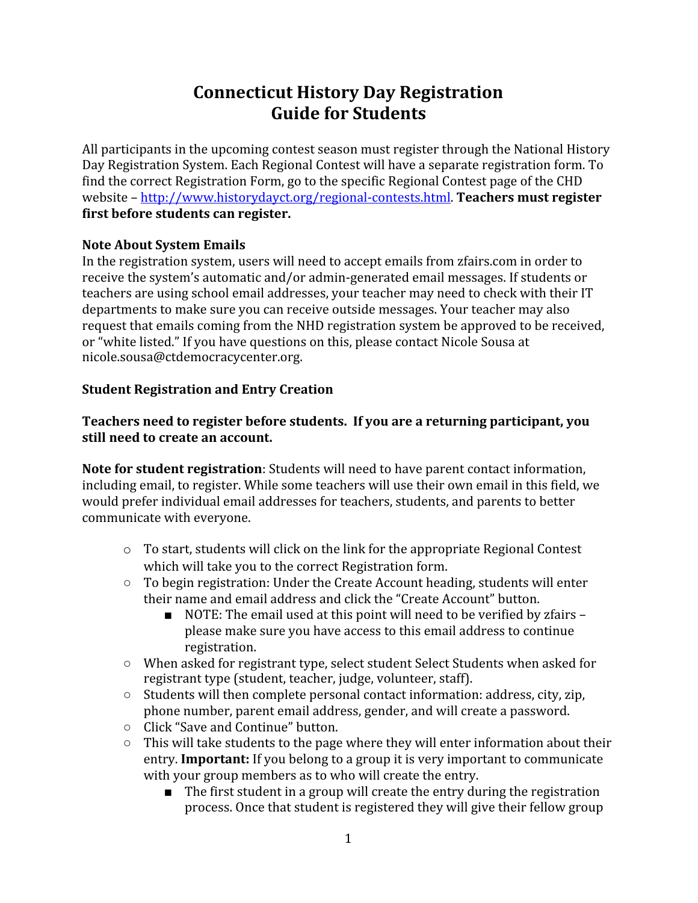# Connecticut History Day Registration
# Guide for Students

All participants in the upcoming contest season must register through the National History Day Registration System. Each Regional Contest will have a separate registration form. To find the correct Registration Form, go to the specific Regional Contest page of the CHD website – [http://www.historydayct.org/regional-contests.html](http://www.historydayct.org/regional-contests.html). **Teachers must register first before students can register.**

**Note About System Emails**
In the registration system, users will need to accept emails from zfairs.com in order to receive the system's automatic and/or admin-generated email messages. If students or teachers are using school email addresses, your teacher may need to check with their IT departments to make sure you can receive outside messages. Your teacher may also request that emails coming from the NHD registration system be approved to be received, or "white listed." If you have questions on this, please contact Nicole Sousa at nicole.sousa@ctdemocracycenter.org.

**Student Registration and Entry Creation**

**Teachers need to register before students. If you are a returning participant, you still need to create an account.**

**Note for student registration**: Students will need to have parent contact information, including email, to register. While some teachers will use their own email in this field, we would prefer individual email addresses for teachers, students, and parents to better communicate with everyone.

- To start, students will click on the link for the appropriate Regional Contest which will take you to the correct Registration form.
- To begin registration: Under the Create Account heading, students will enter their name and email address and click the "Create Account" button.
  - NOTE: The email used at this point will need to be verified by zfairs – please make sure you have access to this email address to continue registration.
- When asked for registrant type, select student Select Students when asked for registrant type (student, teacher, judge, volunteer, staff).
- Students will then complete personal contact information: address, city, zip, phone number, parent email address, gender, and will create a password.
- Click "Save and Continue" button.
- This will take students to the page where they will enter information about their entry. **Important:** If you belong to a group it is very important to communicate with your group members as to who will create the entry.
  - The first student in a group will create the entry during the registration process. Once that student is registered they will give their fellow group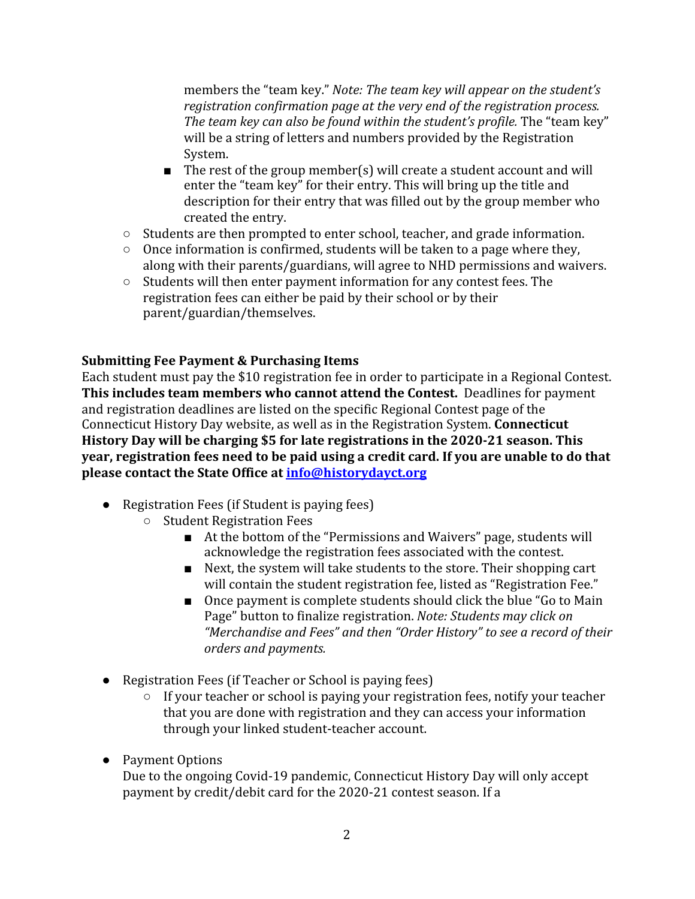members the "team key." *Note: The team key will appear on the student's registration confirmation page at the very end of the registration process. The team key can also be found within the student's profile.* The "team key" will be a string of letters and numbers provided by the Registration System.

    - The rest of the group member(s) will create a student account and will enter the "team key" for their entry. This will bring up the title and description for their entry that was filled out by the group member who created the entry.
  - Students are then prompted to enter school, teacher, and grade information.
  - Once information is confirmed, students will be taken to a page where they, along with their parents/guardians, will agree to NHD permissions and waivers.
  - Students will then enter payment information for any contest fees. The registration fees can either be paid by their school or by their parent/guardian/themselves.

**Submitting Fee Payment & Purchasing Items**

Each student must pay the $10 registration fee in order to participate in a Regional Contest. **This includes team members who cannot attend the Contest.** Deadlines for payment and registration deadlines are listed on the specific Regional Contest page of the Connecticut History Day website, as well as in the Registration System. **Connecticut History Day will be charging $5 for late registrations in the 2020-21 season. This year, registration fees need to be paid using a credit card. If you are unable to do that please contact the State Office at [info@historydayct.org](mailto:info@historydayct.org)**

- Registration Fees (if Student is paying fees)
  - Student Registration Fees
    - At the bottom of the "Permissions and Waivers" page, students will acknowledge the registration fees associated with the contest.
    - Next, the system will take students to the store. Their shopping cart will contain the student registration fee, listed as "Registration Fee."
    - Once payment is complete students should click the blue "Go to Main Page" button to finalize registration. *Note: Students may click on "Merchandise and Fees" and then "Order History" to see a record of their orders and payments.*

- Registration Fees (if Teacher or School is paying fees)
  - If your teacher or school is paying your registration fees, notify your teacher that you are done with registration and they can access your information through your linked student-teacher account.

- Payment Options

  Due to the ongoing Covid-19 pandemic, Connecticut History Day will only accept payment by credit/debit card for the 2020-21 contest season. If a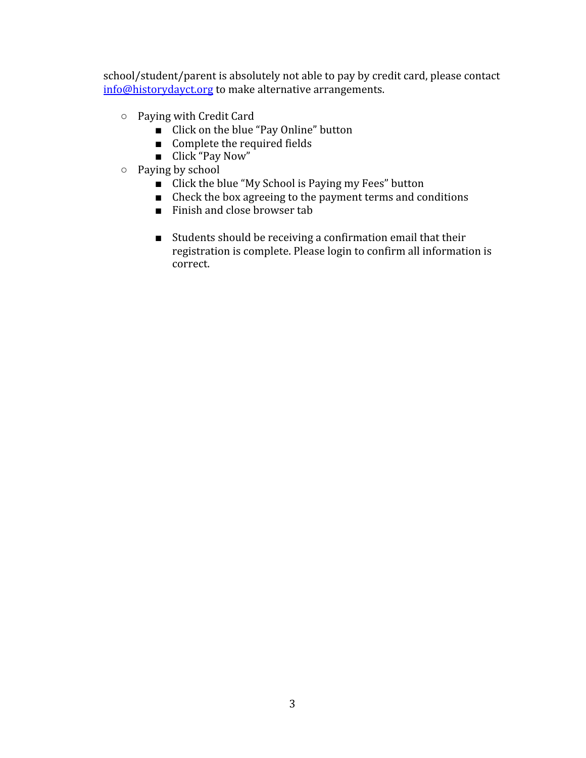school/student/parent is absolutely not able to pay by credit card, please contact [info@historydayct.org](mailto:info@historydayct.org) to make alternative arrangements.

- Paying with Credit Card
  - Click on the blue "Pay Online" button
  - Complete the required fields
  - Click "Pay Now"
- Paying by school
  - Click the blue "My School is Paying my Fees" button
  - Check the box agreeing to the payment terms and conditions
  - Finish and close browser tab

  - Students should be receiving a confirmation email that their registration is complete. Please login to confirm all information is correct.